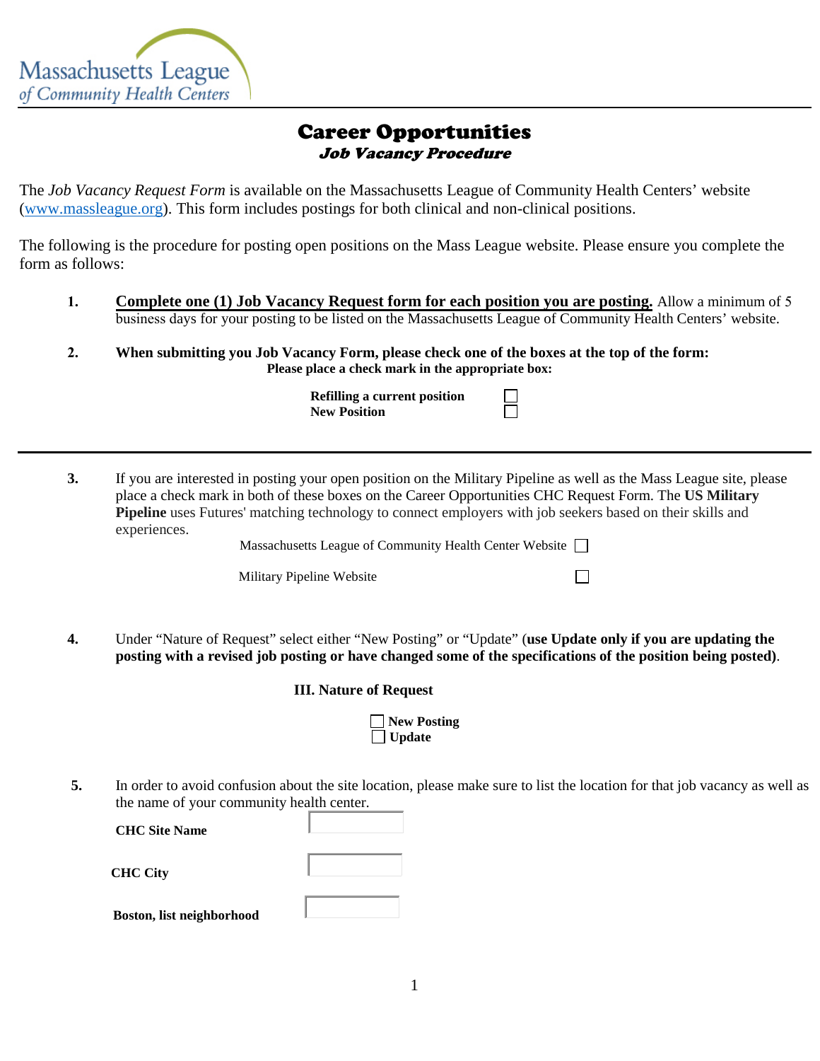Massachusetts League of Community Health Centers

# Career Opportunities

## *Job Vacancy Procedure*

The *Job Vacancy Request Form* is available on the Massachusetts League of Community Health Centers' website (www.massleague.org). This form includes postings for both clinical and non-clinical positions.

The following is the procedure for posting open positions on the Mass League website. Please ensure you complete the form as follows:

1. **Complete one (1) Job Vacancy Request form for each position you are posting.** Allow a minimum of 5 business days for your posting to be listed on the Massachusetts League of Community Health Centers' website.

2. **When submitting you Job Vacancy Form, please check one of the boxes at the top of the form:**

   **Please place a check mark in the appropriate box:**

   **Refilling a current position** ☐
   **New Position** ☐

---

3. If you are interested in posting your open position on the Military Pipeline as well as the Mass League site, please place a check mark in both of these boxes on the Career Opportunities CHC Request Form. The **US Military Pipeline** uses Futures' matching technology to connect employers with job seekers based on their skills and experiences.

   Massachusetts League of Community Health Center Website ☐

   Military Pipeline Website ☐

4. Under "Nature of Request" select either "New Posting" or "Update" (**use Update only if you are updating the posting with a revised job posting or have changed some of the specifications of the position being posted)**.

   **III. Nature of Request**

   ☐ **New Posting**
   ☐ **Update**

5. In order to avoid confusion about the site location, please make sure to list the location for that job vacancy as well as the name of your community health center.

   **CHC Site Name** ______

   **CHC City** ______

   **Boston, list neighborhood** ______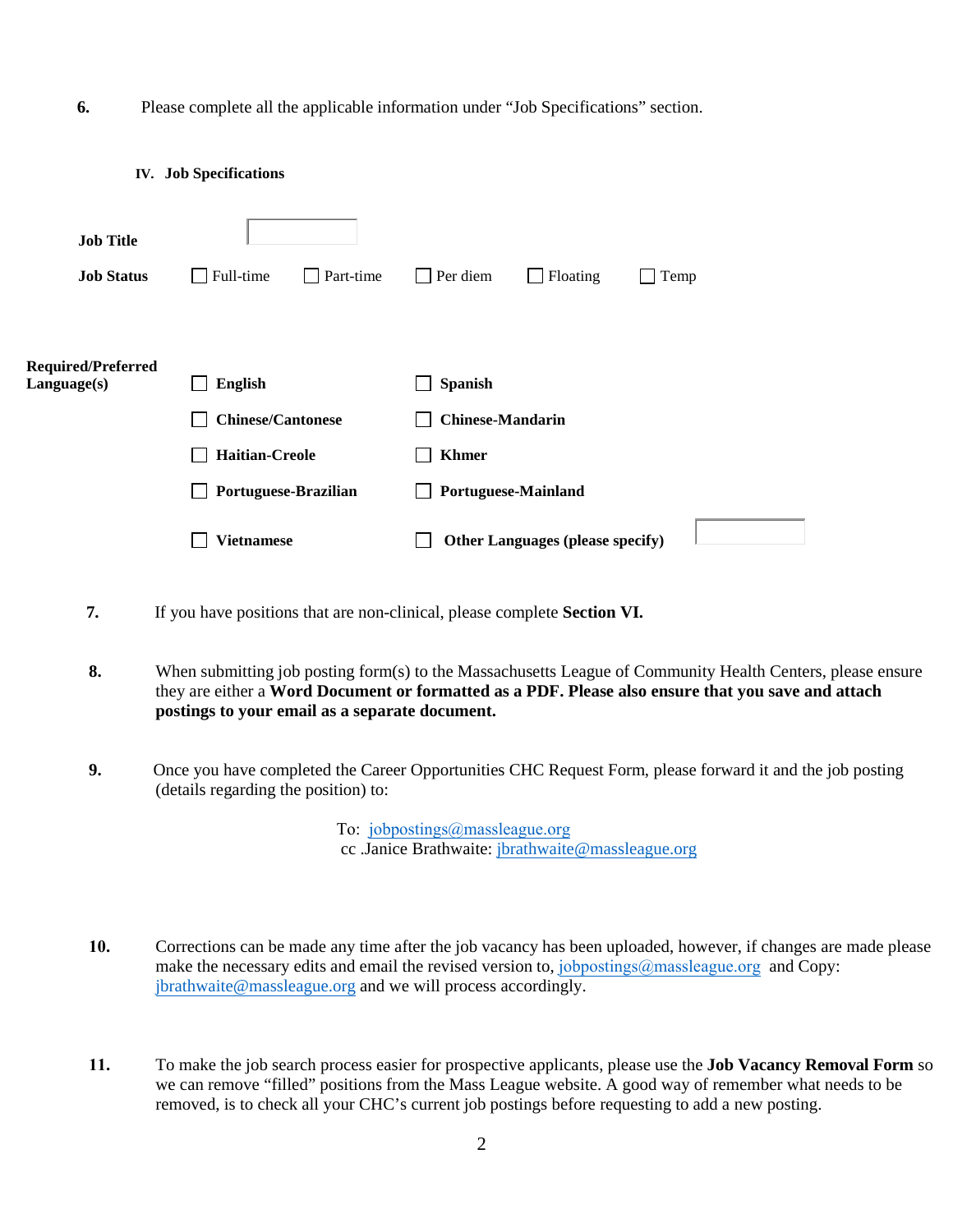6. Please complete all the applicable information under "Job Specifications" section.

**IV. Job Specifications**

**Job Title** ____________

**Job Status** ☐ Full-time ☐ Part-time ☐ Per diem ☐ Floating ☐ Temp

**Required/Preferred Language(s)**

| | |
|---|---|
| ☐ **English** | ☐ **Spanish** |
| ☐ **Chinese/Cantonese** | ☐ **Chinese-Mandarin** |
| ☐ **Haitian-Creole** | ☐ **Khmer** |
| ☐ **Portuguese-Brazilian** | ☐ **Portuguese-Mainland** |
| ☐ **Vietnamese** | ☐ **Other Languages (please specify)** ____________ |

7. If you have positions that are non-clinical, please complete **Section VI.**

8. When submitting job posting form(s) to the Massachusetts League of Community Health Centers, please ensure they are either a **Word Document or formatted as a PDF. Please also ensure that you save and attach postings to your email as a separate document.**

9. Once you have completed the Career Opportunities CHC Request Form, please forward it and the job posting (details regarding the position) to:

   To: jobpostings@massleague.org
   cc .Janice Brathwaite: jbrathwaite@massleague.org

10. Corrections can be made any time after the job vacancy has been uploaded, however, if changes are made please make the necessary edits and email the revised version to, jobpostings@massleague.org and Copy: jbrathwaite@massleague.org and we will process accordingly.

11. To make the job search process easier for prospective applicants, please use the **Job Vacancy Removal Form** so we can remove "filled" positions from the Mass League website. A good way of remember what needs to be removed, is to check all your CHC's current job postings before requesting to add a new posting.